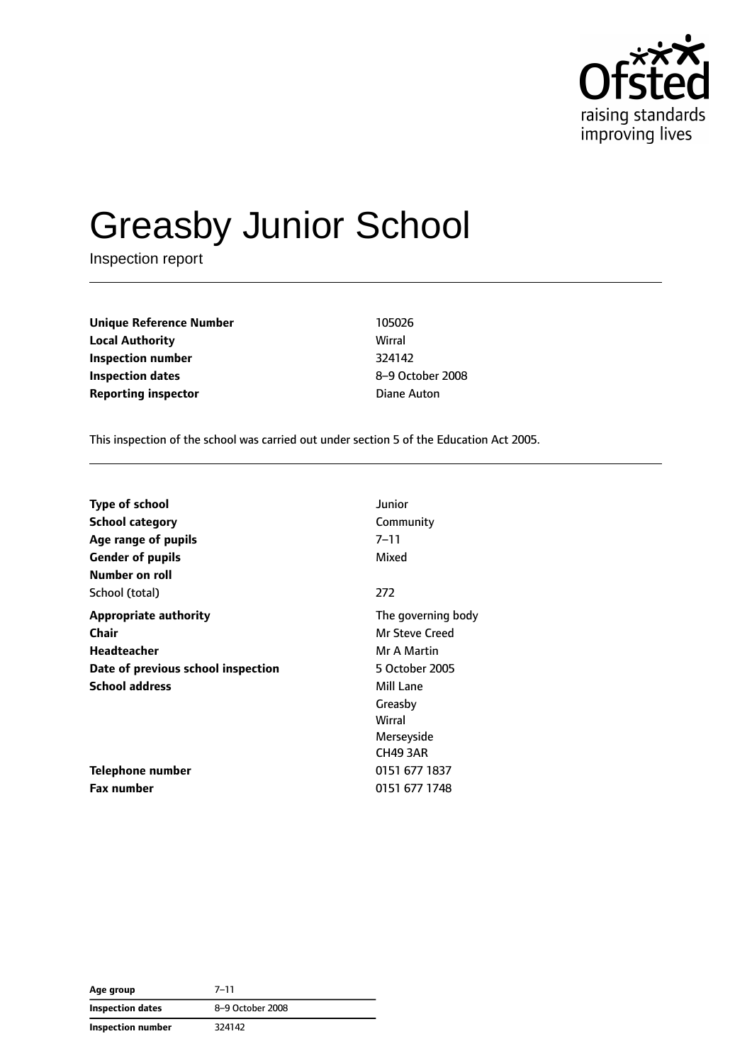# Greasby Junior School

Inspection report

| | |
|---|---|
| **Unique Reference Number** | 105026 |
| **Local Authority** | Wirral |
| **Inspection number** | 324142 |
| **Inspection dates** | 8–9 October 2008 |
| **Reporting inspector** | Diane Auton |

This inspection of the school was carried out under section 5 of the Education Act 2005.

| | |
|---|---|
| **Type of school** | Junior |
| **School category** | Community |
| **Age range of pupils** | 7–11 |
| **Gender of pupils** | Mixed |
| **Number on roll** | |
| School (total) | 272 |
| **Appropriate authority** | The governing body |
| **Chair** | Mr Steve Creed |
| **Headteacher** | Mr A Martin |
| **Date of previous school inspection** | 5 October 2005 |
| **School address** | Mill Lane<br>Greasby<br>Wirral<br>Merseyside<br>CH49 3AR |
| **Telephone number** | 0151 677 1837 |
| **Fax number** | 0151 677 1748 |

| | |
|---|---|
| **Age group** | 7–11 |
| **Inspection dates** | 8–9 October 2008 |
| **Inspection number** | 324142 |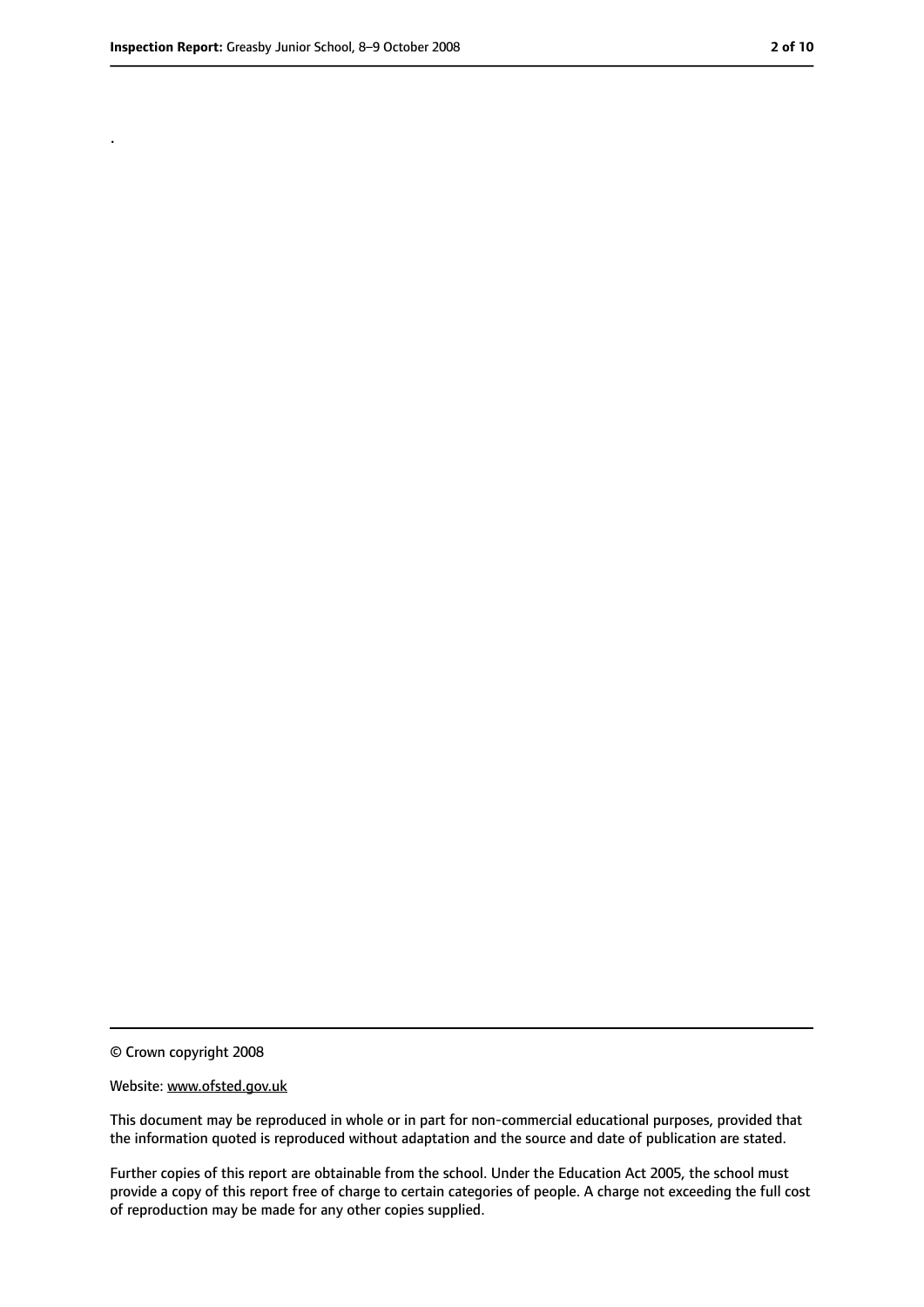.

© Crown copyright 2008

Website: www.ofsted.gov.uk

This document may be reproduced in whole or in part for non-commercial educational purposes, provided that the information quoted is reproduced without adaptation and the source and date of publication are stated.

Further copies of this report are obtainable from the school. Under the Education Act 2005, the school must provide a copy of this report free of charge to certain categories of people. A charge not exceeding the full cost of reproduction may be made for any other copies supplied.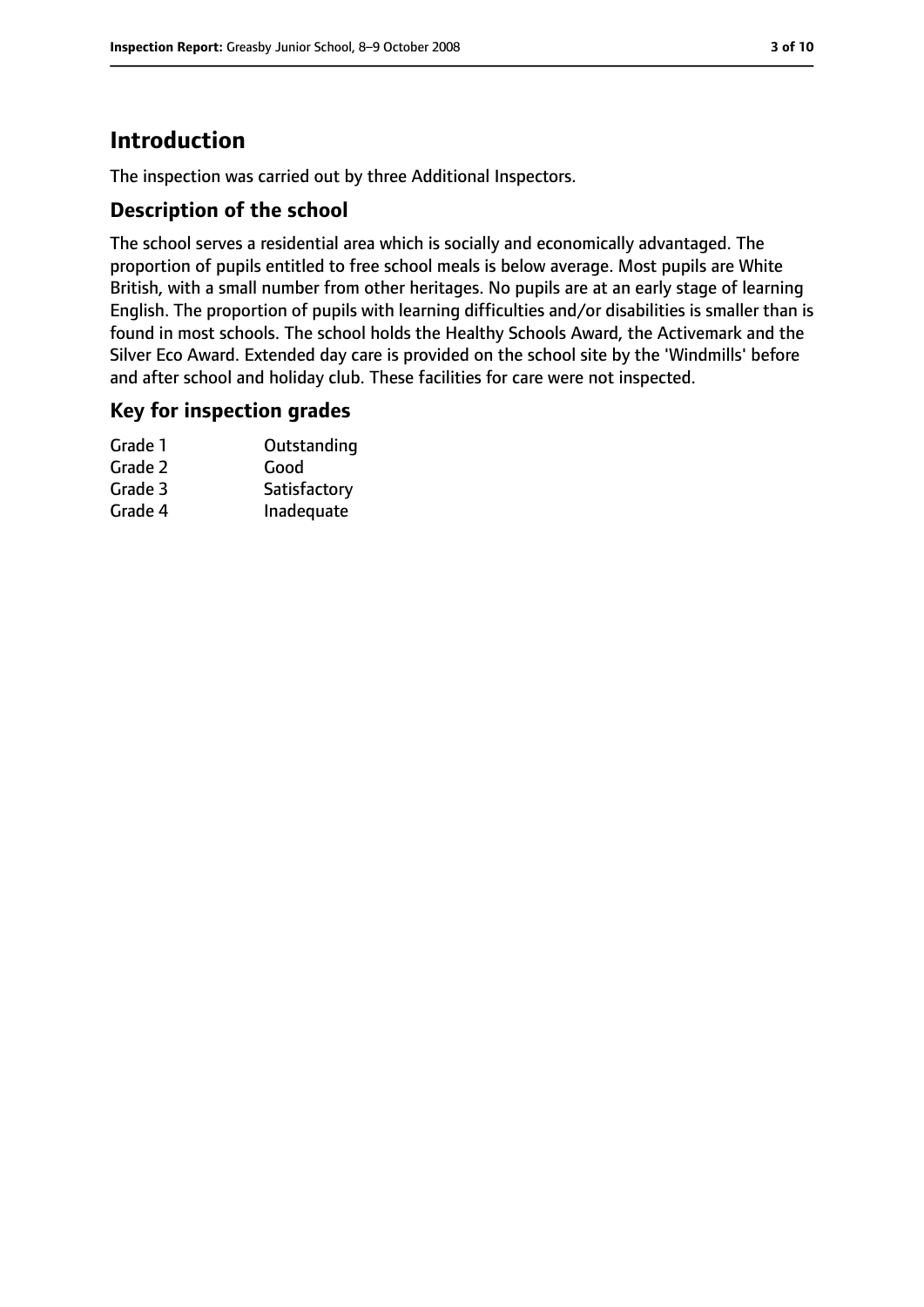# Introduction

The inspection was carried out by three Additional Inspectors.

## Description of the school

The school serves a residential area which is socially and economically advantaged. The proportion of pupils entitled to free school meals is below average. Most pupils are White British, with a small number from other heritages. No pupils are at an early stage of learning English. The proportion of pupils with learning difficulties and/or disabilities is smaller than is found in most schools. The school holds the Healthy Schools Award, the Activemark and the Silver Eco Award. Extended day care is provided on the school site by the 'Windmills' before and after school and holiday club. These facilities for care were not inspected.

## Key for inspection grades

| | |
|---|---|
| Grade 1 | Outstanding |
| Grade 2 | Good |
| Grade 3 | Satisfactory |
| Grade 4 | Inadequate |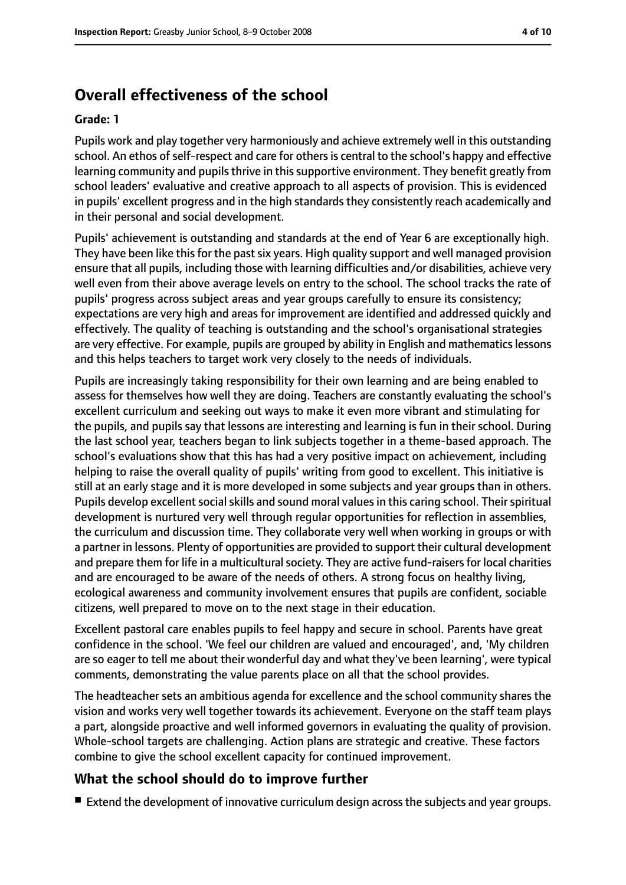## Overall effectiveness of the school

**Grade: 1**

Pupils work and play together very harmoniously and achieve extremely well in this outstanding school. An ethos of self-respect and care for others is central to the school's happy and effective learning community and pupils thrive in this supportive environment. They benefit greatly from school leaders' evaluative and creative approach to all aspects of provision. This is evidenced in pupils' excellent progress and in the high standards they consistently reach academically and in their personal and social development.

Pupils' achievement is outstanding and standards at the end of Year 6 are exceptionally high. They have been like this for the past six years. High quality support and well managed provision ensure that all pupils, including those with learning difficulties and/or disabilities, achieve very well even from their above average levels on entry to the school. The school tracks the rate of pupils' progress across subject areas and year groups carefully to ensure its consistency; expectations are very high and areas for improvement are identified and addressed quickly and effectively. The quality of teaching is outstanding and the school's organisational strategies are very effective. For example, pupils are grouped by ability in English and mathematics lessons and this helps teachers to target work very closely to the needs of individuals.

Pupils are increasingly taking responsibility for their own learning and are being enabled to assess for themselves how well they are doing. Teachers are constantly evaluating the school's excellent curriculum and seeking out ways to make it even more vibrant and stimulating for the pupils, and pupils say that lessons are interesting and learning is fun in their school. During the last school year, teachers began to link subjects together in a theme-based approach. The school's evaluations show that this has had a very positive impact on achievement, including helping to raise the overall quality of pupils' writing from good to excellent. This initiative is still at an early stage and it is more developed in some subjects and year groups than in others. Pupils develop excellent social skills and sound moral values in this caring school. Their spiritual development is nurtured very well through regular opportunities for reflection in assemblies, the curriculum and discussion time. They collaborate very well when working in groups or with a partner in lessons. Plenty of opportunities are provided to support their cultural development and prepare them for life in a multicultural society. They are active fund-raisers for local charities and are encouraged to be aware of the needs of others. A strong focus on healthy living, ecological awareness and community involvement ensures that pupils are confident, sociable citizens, well prepared to move on to the next stage in their education.

Excellent pastoral care enables pupils to feel happy and secure in school. Parents have great confidence in the school. 'We feel our children are valued and encouraged', and, 'My children are so eager to tell me about their wonderful day and what they've been learning', were typical comments, demonstrating the value parents place on all that the school provides.

The headteacher sets an ambitious agenda for excellence and the school community shares the vision and works very well together towards its achievement. Everyone on the staff team plays a part, alongside proactive and well informed governors in evaluating the quality of provision. Whole-school targets are challenging. Action plans are strategic and creative. These factors combine to give the school excellent capacity for continued improvement.

## What the school should do to improve further

- Extend the development of innovative curriculum design across the subjects and year groups.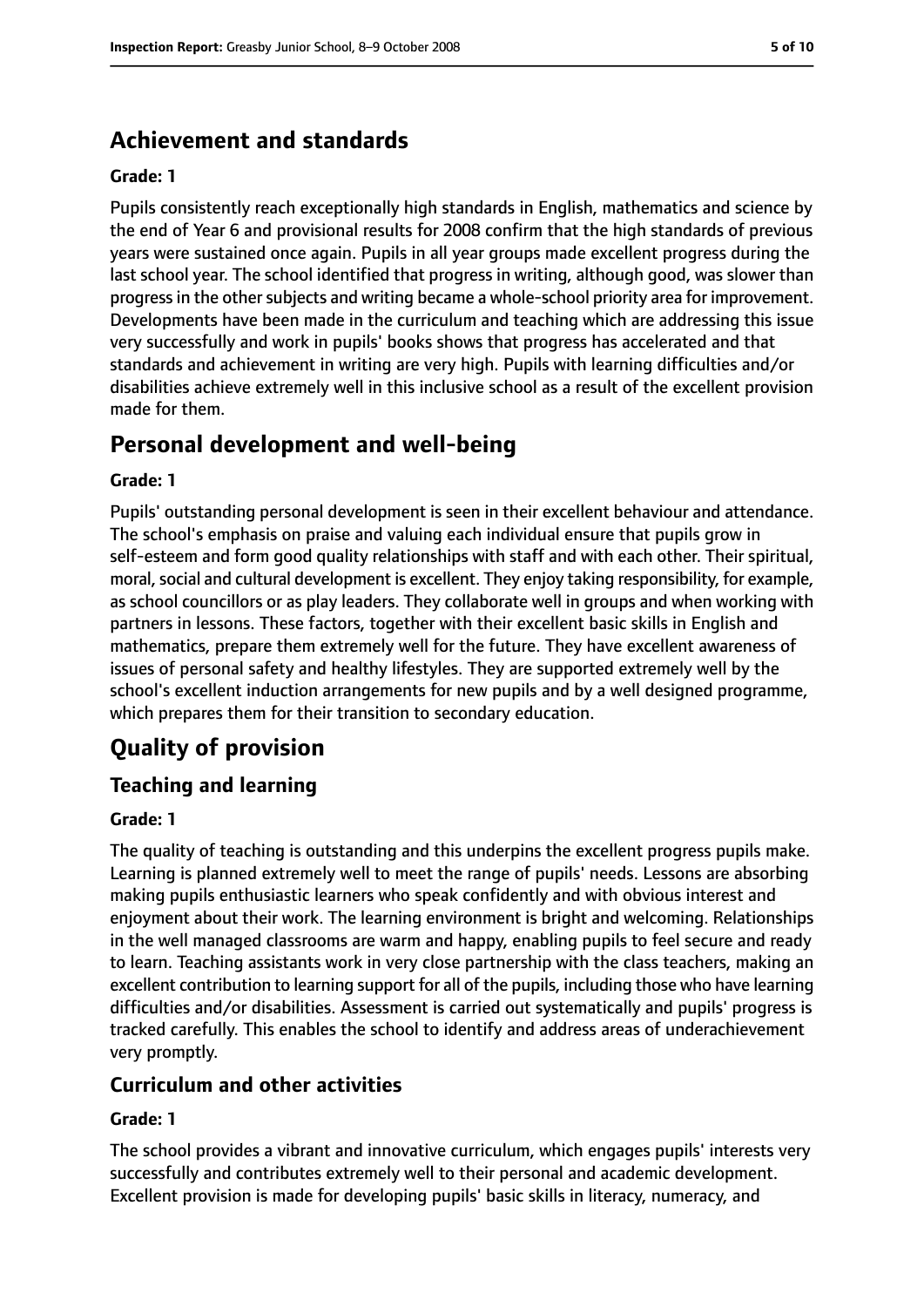## Achievement and standards

**Grade: 1**

Pupils consistently reach exceptionally high standards in English, mathematics and science by the end of Year 6 and provisional results for 2008 confirm that the high standards of previous years were sustained once again. Pupils in all year groups made excellent progress during the last school year. The school identified that progress in writing, although good, was slower than progress in the other subjects and writing became a whole-school priority area for improvement. Developments have been made in the curriculum and teaching which are addressing this issue very successfully and work in pupils' books shows that progress has accelerated and that standards and achievement in writing are very high. Pupils with learning difficulties and/or disabilities achieve extremely well in this inclusive school as a result of the excellent provision made for them.

## Personal development and well-being

**Grade: 1**

Pupils' outstanding personal development is seen in their excellent behaviour and attendance. The school's emphasis on praise and valuing each individual ensure that pupils grow in self-esteem and form good quality relationships with staff and with each other. Their spiritual, moral, social and cultural development is excellent. They enjoy taking responsibility, for example, as school councillors or as play leaders. They collaborate well in groups and when working with partners in lessons. These factors, together with their excellent basic skills in English and mathematics, prepare them extremely well for the future. They have excellent awareness of issues of personal safety and healthy lifestyles. They are supported extremely well by the school's excellent induction arrangements for new pupils and by a well designed programme, which prepares them for their transition to secondary education.

# Quality of provision

## Teaching and learning

**Grade: 1**

The quality of teaching is outstanding and this underpins the excellent progress pupils make. Learning is planned extremely well to meet the range of pupils' needs. Lessons are absorbing making pupils enthusiastic learners who speak confidently and with obvious interest and enjoyment about their work. The learning environment is bright and welcoming. Relationships in the well managed classrooms are warm and happy, enabling pupils to feel secure and ready to learn. Teaching assistants work in very close partnership with the class teachers, making an excellent contribution to learning support for all of the pupils, including those who have learning difficulties and/or disabilities. Assessment is carried out systematically and pupils' progress is tracked carefully. This enables the school to identify and address areas of underachievement very promptly.

## Curriculum and other activities

**Grade: 1**

The school provides a vibrant and innovative curriculum, which engages pupils' interests very successfully and contributes extremely well to their personal and academic development. Excellent provision is made for developing pupils' basic skills in literacy, numeracy, and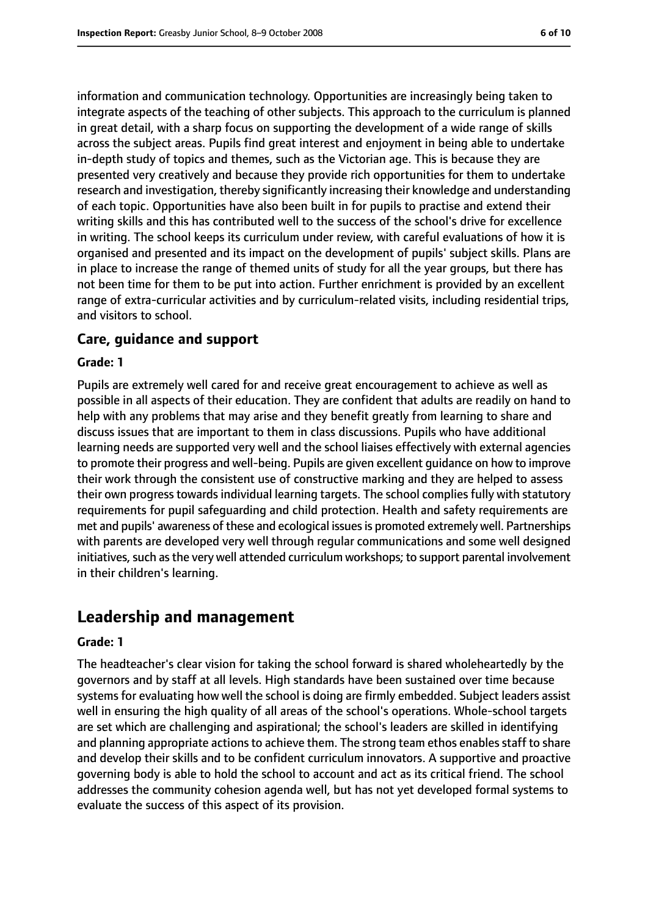information and communication technology. Opportunities are increasingly being taken to integrate aspects of the teaching of other subjects. This approach to the curriculum is planned in great detail, with a sharp focus on supporting the development of a wide range of skills across the subject areas. Pupils find great interest and enjoyment in being able to undertake in-depth study of topics and themes, such as the Victorian age. This is because they are presented very creatively and because they provide rich opportunities for them to undertake research and investigation, thereby significantly increasing their knowledge and understanding of each topic. Opportunities have also been built in for pupils to practise and extend their writing skills and this has contributed well to the success of the school's drive for excellence in writing. The school keeps its curriculum under review, with careful evaluations of how it is organised and presented and its impact on the development of pupils' subject skills. Plans are in place to increase the range of themed units of study for all the year groups, but there has not been time for them to be put into action. Further enrichment is provided by an excellent range of extra-curricular activities and by curriculum-related visits, including residential trips, and visitors to school.

### Care, guidance and support

#### Grade: 1

Pupils are extremely well cared for and receive great encouragement to achieve as well as possible in all aspects of their education. They are confident that adults are readily on hand to help with any problems that may arise and they benefit greatly from learning to share and discuss issues that are important to them in class discussions. Pupils who have additional learning needs are supported very well and the school liaises effectively with external agencies to promote their progress and well-being. Pupils are given excellent guidance on how to improve their work through the consistent use of constructive marking and they are helped to assess their own progress towards individual learning targets. The school complies fully with statutory requirements for pupil safeguarding and child protection. Health and safety requirements are met and pupils' awareness of these and ecological issues is promoted extremely well. Partnerships with parents are developed very well through regular communications and some well designed initiatives, such as the very well attended curriculum workshops; to support parental involvement in their children's learning.

## Leadership and management

#### Grade: 1

The headteacher's clear vision for taking the school forward is shared wholeheartedly by the governors and by staff at all levels. High standards have been sustained over time because systems for evaluating how well the school is doing are firmly embedded. Subject leaders assist well in ensuring the high quality of all areas of the school's operations. Whole-school targets are set which are challenging and aspirational; the school's leaders are skilled in identifying and planning appropriate actions to achieve them. The strong team ethos enables staff to share and develop their skills and to be confident curriculum innovators. A supportive and proactive governing body is able to hold the school to account and act as its critical friend. The school addresses the community cohesion agenda well, but has not yet developed formal systems to evaluate the success of this aspect of its provision.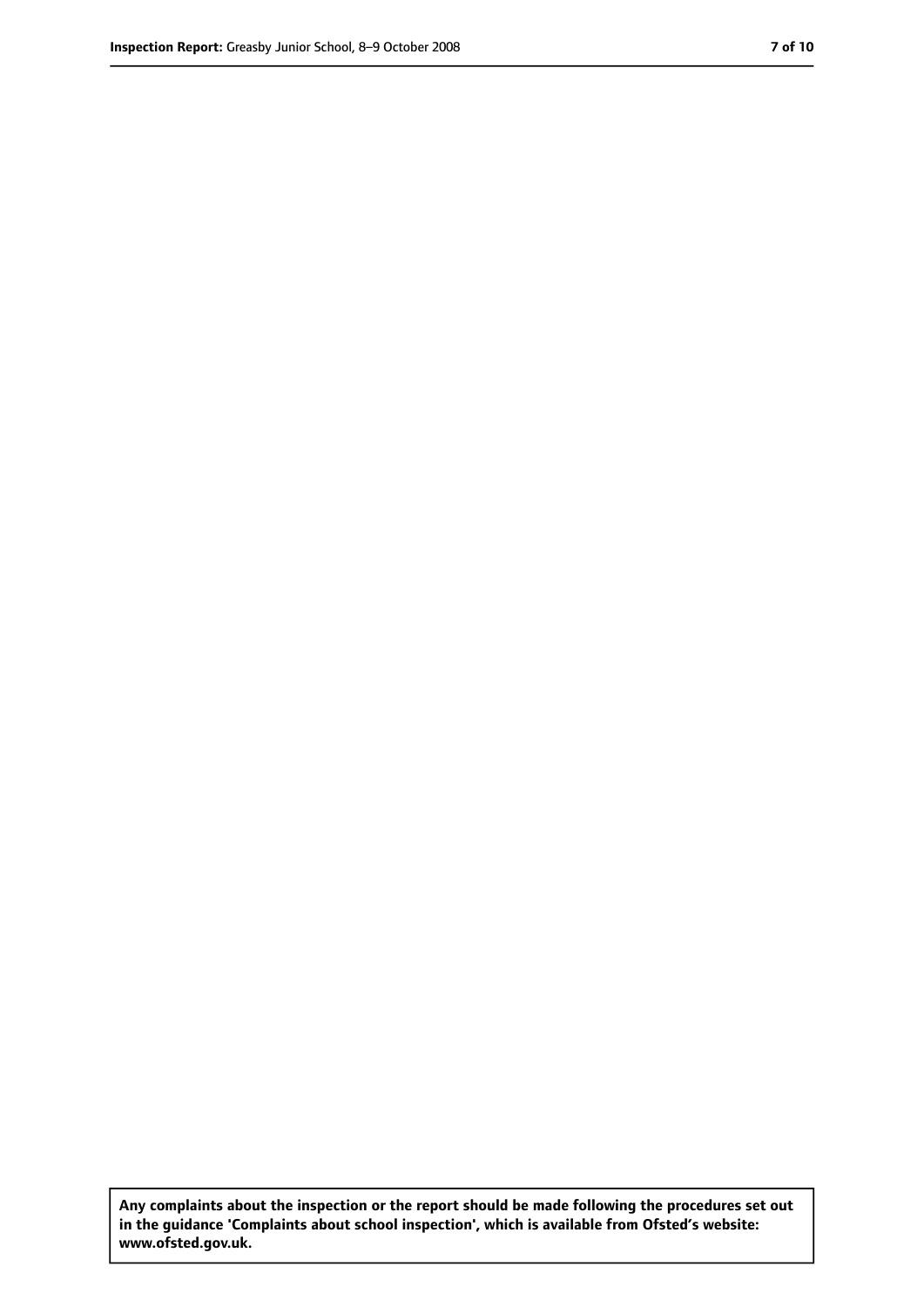**Any complaints about the inspection or the report should be made following the procedures set out in the guidance 'Complaints about school inspection', which is available from Ofsted's website: www.ofsted.gov.uk.**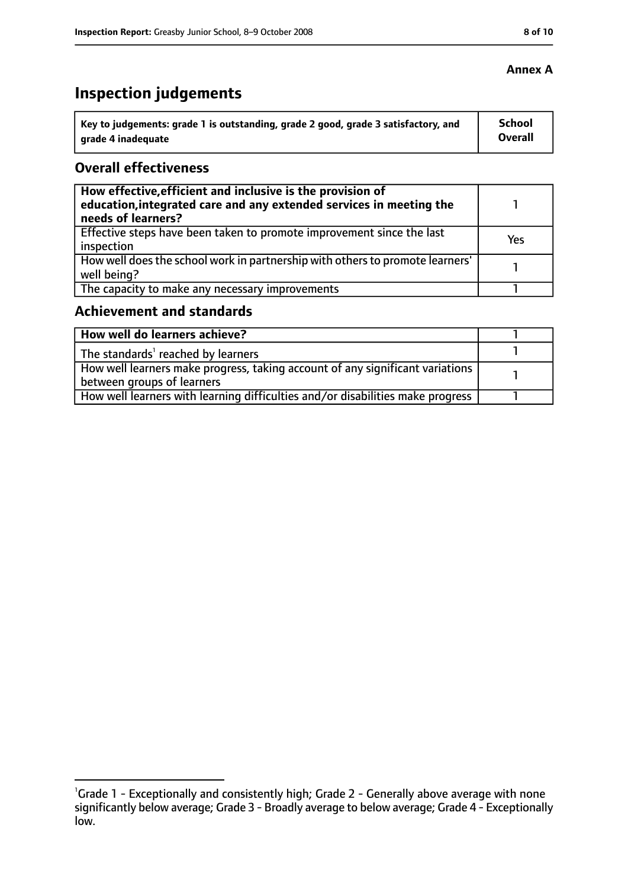**Annex A**

# Inspection judgements

| Key to judgements: grade 1 is outstanding, grade 2 good, grade 3 satisfactory, and grade 4 inadequate | School Overall |
|---|---|

## Overall effectiveness

| | |
|---|---|
| **How effective, efficient and inclusive is the provision of education, integrated care and any extended services in meeting the needs of learners?** | 1 |
| Effective steps have been taken to promote improvement since the last inspection | Yes |
| How well does the school work in partnership with others to promote learners' well being? | 1 |
| The capacity to make any necessary improvements | 1 |

## Achievement and standards

| | |
|---|---|
| **How well do learners achieve?** | 1 |
| The standards[1] reached by learners | 1 |
| How well learners make progress, taking account of any significant variations between groups of learners | 1 |
| How well learners with learning difficulties and/or disabilities make progress | 1 |

[1]Grade 1 - Exceptionally and consistently high; Grade 2 - Generally above average with none significantly below average; Grade 3 - Broadly average to below average; Grade 4 - Exceptionally low.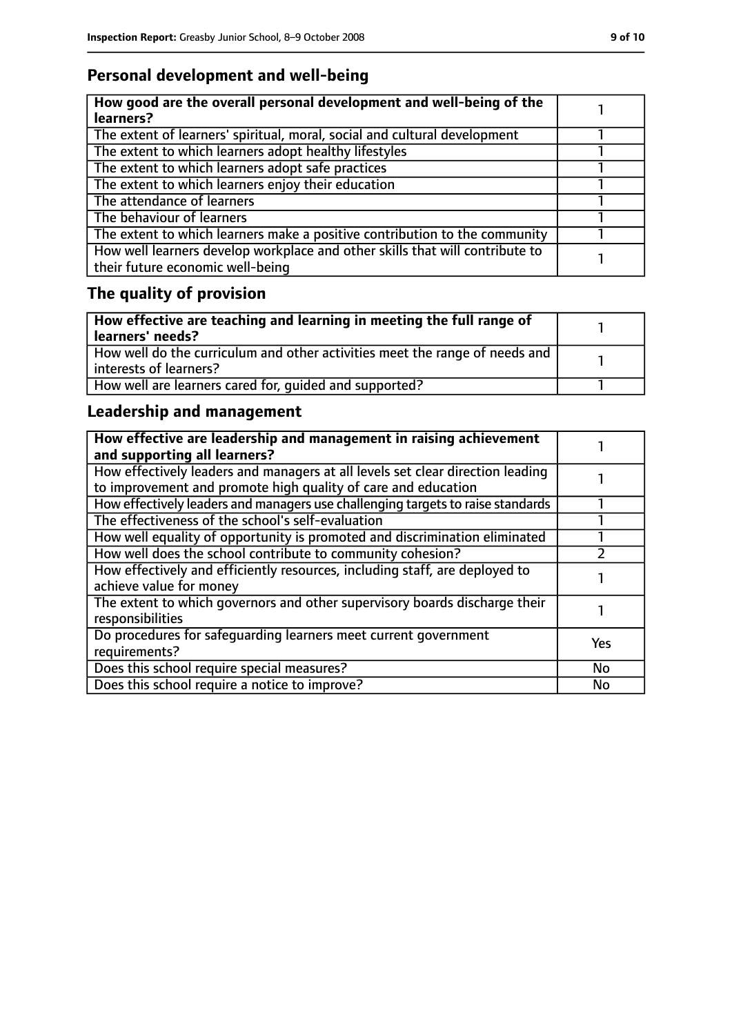## Personal development and well-being

| How good are the overall personal development and well-being of the learners? | 1 |
|---|---|
| The extent of learners' spiritual, moral, social and cultural development | 1 |
| The extent to which learners adopt healthy lifestyles | 1 |
| The extent to which learners adopt safe practices | 1 |
| The extent to which learners enjoy their education | 1 |
| The attendance of learners | 1 |
| The behaviour of learners | 1 |
| The extent to which learners make a positive contribution to the community | 1 |
| How well learners develop workplace and other skills that will contribute to their future economic well-being | 1 |

## The quality of provision

| How effective are teaching and learning in meeting the full range of learners' needs? | 1 |
|---|---|
| How well do the curriculum and other activities meet the range of needs and interests of learners? | 1 |
| How well are learners cared for, guided and supported? | 1 |

## Leadership and management

| How effective are leadership and management in raising achievement and supporting all learners? | 1 |
|---|---|
| How effectively leaders and managers at all levels set clear direction leading to improvement and promote high quality of care and education | 1 |
| How effectively leaders and managers use challenging targets to raise standards | 1 |
| The effectiveness of the school's self-evaluation | 1 |
| How well equality of opportunity is promoted and discrimination eliminated | 1 |
| How well does the school contribute to community cohesion? | 2 |
| How effectively and efficiently resources, including staff, are deployed to achieve value for money | 1 |
| The extent to which governors and other supervisory boards discharge their responsibilities | 1 |
| Do procedures for safeguarding learners meet current government requirements? | Yes |
| Does this school require special measures? | No |
| Does this school require a notice to improve? | No |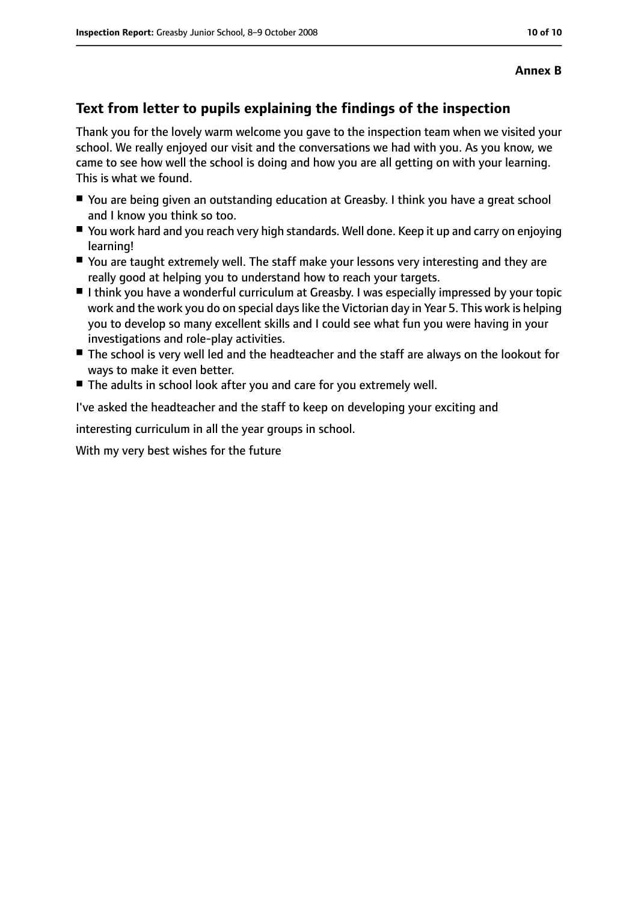**Annex B**

## Text from letter to pupils explaining the findings of the inspection

Thank you for the lovely warm welcome you gave to the inspection team when we visited your school. We really enjoyed our visit and the conversations we had with you. As you know, we came to see how well the school is doing and how you are all getting on with your learning. This is what we found.

- You are being given an outstanding education at Greasby. I think you have a great school and I know you think so too.
- You work hard and you reach very high standards. Well done. Keep it up and carry on enjoying learning!
- You are taught extremely well. The staff make your lessons very interesting and they are really good at helping you to understand how to reach your targets.
- I think you have a wonderful curriculum at Greasby. I was especially impressed by your topic work and the work you do on special days like the Victorian day in Year 5. This work is helping you to develop so many excellent skills and I could see what fun you were having in your investigations and role-play activities.
- The school is very well led and the headteacher and the staff are always on the lookout for ways to make it even better.
- The adults in school look after you and care for you extremely well.

I've asked the headteacher and the staff to keep on developing your exciting and

interesting curriculum in all the year groups in school.

With my very best wishes for the future